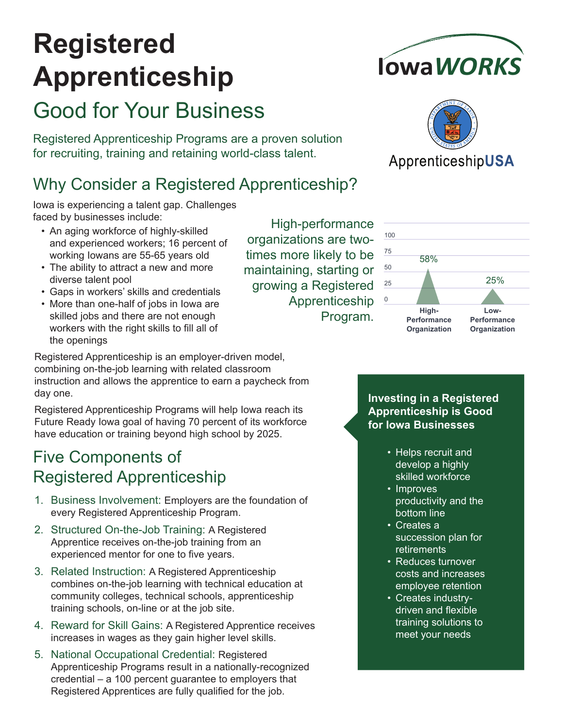# Registered Apprenticeship

## Good for Your Business

Registered Apprenticeship Programs are a proven solution for recruiting, training and retaining world-class talent.

IowaWORKS

ApprenticeshipUSA

## Why Consider a Registered Apprenticeship?

Iowa is experiencing a talent gap. Challenges faced by businesses include:

- An aging workforce of highly-skilled and experienced workers; 16 percent of working Iowans are 55-65 years old
- The ability to attract a new and more diverse talent pool
- Gaps in workers' skills and credentials
- More than one-half of jobs in Iowa are skilled jobs and there are not enough workers with the right skills to fill all of the openings

High-performance organizations are two-times more likely to be maintaining, starting or growing a Registered Apprenticeship Program.

| Organization | Percent |
|---|---|
| High-Performance Organization | 58% |
| Low-Performance Organization | 25% |

Registered Apprenticeship is an employer-driven model, combining on-the-job learning with related classroom instruction and allows the apprentice to earn a paycheck from day one.

Registered Apprenticeship Programs will help Iowa reach its Future Ready Iowa goal of having 70 percent of its workforce have education or training beyond high school by 2025.

## Five Components of Registered Apprenticeship

1. Business Involvement: Employers are the foundation of every Registered Apprenticeship Program.
2. Structured On-the-Job Training: A Registered Apprentice receives on-the-job training from an experienced mentor for one to five years.
3. Related Instruction: A Registered Apprenticeship combines on-the-job learning with technical education at community colleges, technical schools, apprenticeship training schools, on-line or at the job site.
4. Reward for Skill Gains: A Registered Apprentice receives increases in wages as they gain higher level skills.
5. National Occupational Credential: Registered Apprenticeship Programs result in a nationally-recognized credential – a 100 percent guarantee to employers that Registered Apprentices are fully qualified for the job.

**Investing in a Registered Apprenticeship is Good for Iowa Businesses**

- Helps recruit and develop a highly skilled workforce
- Improves productivity and the bottom line
- Creates a succession plan for retirements
- Reduces turnover costs and increases employee retention
- Creates industry-driven and flexible training solutions to meet your needs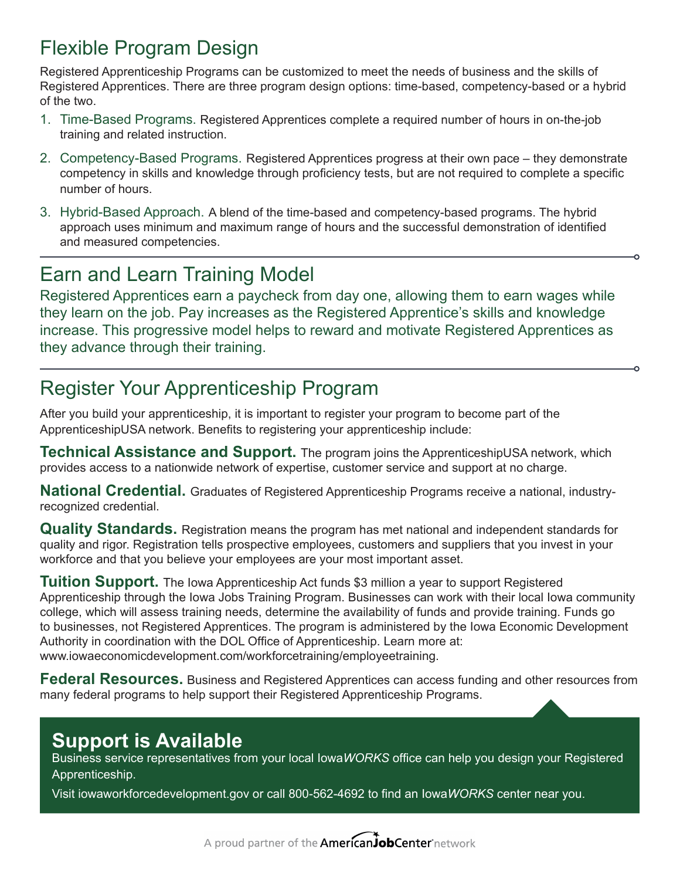## Flexible Program Design

Registered Apprenticeship Programs can be customized to meet the needs of business and the skills of Registered Apprentices. There are three program design options: time-based, competency-based or a hybrid of the two.

1. Time-Based Programs. Registered Apprentices complete a required number of hours in on-the-job training and related instruction.
2. Competency-Based Programs. Registered Apprentices progress at their own pace – they demonstrate competency in skills and knowledge through proficiency tests, but are not required to complete a specific number of hours.
3. Hybrid-Based Approach. A blend of the time-based and competency-based programs. The hybrid approach uses minimum and maximum range of hours and the successful demonstration of identified and measured competencies.

## Earn and Learn Training Model

Registered Apprentices earn a paycheck from day one, allowing them to earn wages while they learn on the job. Pay increases as the Registered Apprentice's skills and knowledge increase. This progressive model helps to reward and motivate Registered Apprentices as they advance through their training.

## Register Your Apprenticeship Program

After you build your apprenticeship, it is important to register your program to become part of the ApprenticeshipUSA network. Benefits to registering your apprenticeship include:

**Technical Assistance and Support.** The program joins the ApprenticeshipUSA network, which provides access to a nationwide network of expertise, customer service and support at no charge.

**National Credential.** Graduates of Registered Apprenticeship Programs receive a national, industry-recognized credential.

**Quality Standards.** Registration means the program has met national and independent standards for quality and rigor. Registration tells prospective employees, customers and suppliers that you invest in your workforce and that you believe your employees are your most important asset.

**Tuition Support.** The Iowa Apprenticeship Act funds $3 million a year to support Registered Apprenticeship through the Iowa Jobs Training Program. Businesses can work with their local Iowa community college, which will assess training needs, determine the availability of funds and provide training. Funds go to businesses, not Registered Apprentices. The program is administered by the Iowa Economic Development Authority in coordination with the DOL Office of Apprenticeship. Learn more at: www.iowaeconomicdevelopment.com/workforcetraining/employeetraining.

**Federal Resources.** Business and Registered Apprentices can access funding and other resources from many federal programs to help support their Registered Apprenticeship Programs.

## Support is Available

Business service representatives from your local Iowa*WORKS* office can help you design your Registered Apprenticeship.

Visit iowaworkforcedevelopment.gov or call 800-562-4692 to find an Iowa*WORKS* center near you.

A proud partner of the AmericanJobCenter network